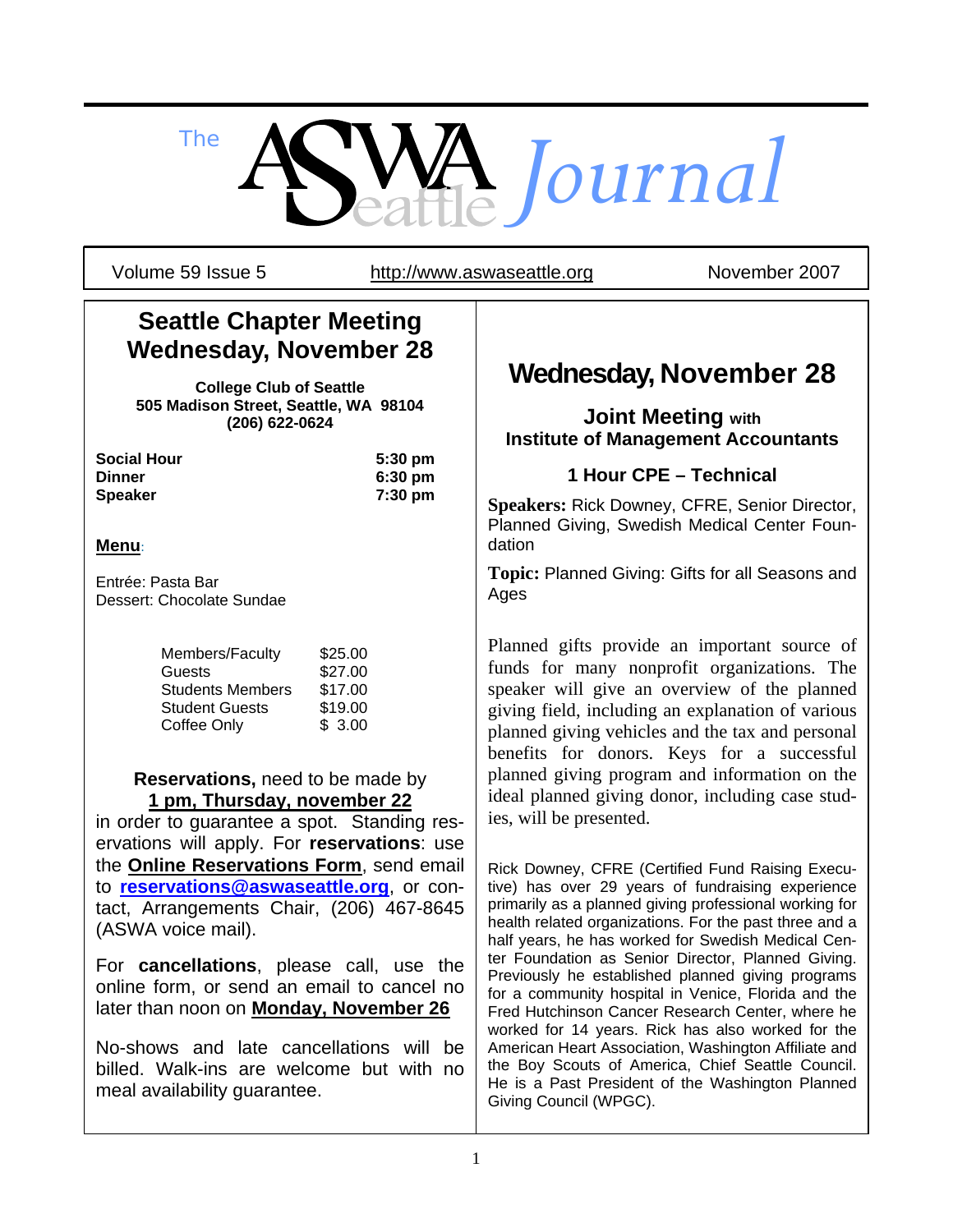# The ASWA Seattle *Journal*

Volume 59 Issue 5 | http://www.aswaseattle.org | November 2007

## Seattle Chapter Meeting Wednesday, November 28

**College Club of Seattle**
**505 Madison Street, Seattle, WA 98104**
**(206) 622-0624**

| | |
|---|---|
| **Social Hour** | **5:30 pm** |
| **Dinner** | **6:30 pm** |
| **Speaker** | **7:30 pm** |

**Menu**:

Entrée: Pasta Bar
Dessert: Chocolate Sundae

| | |
|---|---|
| Members/Faculty | $25.00 |
| Guests | $27.00 |
| Students Members | $17.00 |
| Student Guests | $19.00 |
| Coffee Only | $ 3.00 |

**Reservations,** need to be made by **1 pm, Thursday, november 22** in order to guarantee a spot. Standing reservations will apply. For **reservations**: use the **Online Reservations Form**, send email to **reservations@aswaseattle.org**, or contact, Arrangements Chair, (206) 467-8645 (ASWA voice mail).

For **cancellations**, please call, use the online form, or send an email to cancel no later than noon on **Monday, November 26**

No-shows and late cancellations will be billed. Walk-ins are welcome but with no meal availability guarantee.

## Wednesday, November 28

### Joint Meeting with Institute of Management Accountants

### 1 Hour CPE – Technical

**Speakers:** Rick Downey, CFRE, Senior Director, Planned Giving, Swedish Medical Center Foundation

**Topic:** Planned Giving: Gifts for all Seasons and Ages

Planned gifts provide an important source of funds for many nonprofit organizations. The speaker will give an overview of the planned giving field, including an explanation of various planned giving vehicles and the tax and personal benefits for donors. Keys for a successful planned giving program and information on the ideal planned giving donor, including case studies, will be presented.

Rick Downey, CFRE (Certified Fund Raising Executive) has over 29 years of fundraising experience primarily as a planned giving professional working for health related organizations. For the past three and a half years, he has worked for Swedish Medical Center Foundation as Senior Director, Planned Giving. Previously he established planned giving programs for a community hospital in Venice, Florida and the Fred Hutchinson Cancer Research Center, where he worked for 14 years. Rick has also worked for the American Heart Association, Washington Affiliate and the Boy Scouts of America, Chief Seattle Council. He is a Past President of the Washington Planned Giving Council (WPGC).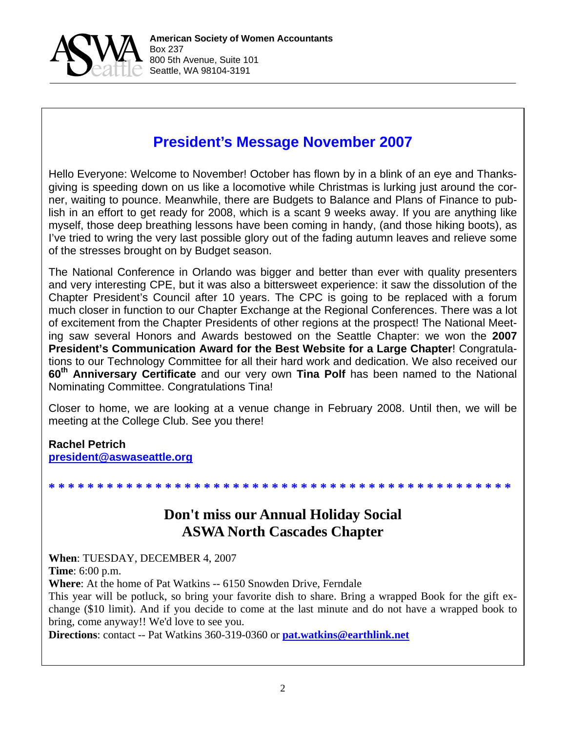**American Society of Women Accountants**
Box 237
800 5th Avenue, Suite 101
Seattle, WA 98104-3191

## President's Message November 2007

Hello Everyone: Welcome to November! October has flown by in a blink of an eye and Thanksgiving is speeding down on us like a locomotive while Christmas is lurking just around the corner, waiting to pounce. Meanwhile, there are Budgets to Balance and Plans of Finance to publish in an effort to get ready for 2008, which is a scant 9 weeks away. If you are anything like myself, those deep breathing lessons have been coming in handy, (and those hiking boots), as I've tried to wring the very last possible glory out of the fading autumn leaves and relieve some of the stresses brought on by Budget season.

The National Conference in Orlando was bigger and better than ever with quality presenters and very interesting CPE, but it was also a bittersweet experience: it saw the dissolution of the Chapter President's Council after 10 years. The CPC is going to be replaced with a forum much closer in function to our Chapter Exchange at the Regional Conferences. There was a lot of excitement from the Chapter Presidents of other regions at the prospect! The National Meeting saw several Honors and Awards bestowed on the Seattle Chapter: we won the **2007 President's Communication Award for the Best Website for a Large Chapter**! Congratulations to our Technology Committee for all their hard work and dedication. We also received our **60th Anniversary Certificate** and our very own **Tina Polf** has been named to the National Nominating Committee. Congratulations Tina!

Closer to home, we are looking at a venue change in February 2008. Until then, we will be meeting at the College Club. See you there!

**Rachel Petrich**
**president@aswaseattle.org**

* * * * * * * * * * * * * * * * * * * * * * * * * * * * * * * * * * * * * * * * * * * * * * *

## Don't miss our Annual Holiday Social
## ASWA North Cascades Chapter

**When**: TUESDAY, DECEMBER 4, 2007
**Time**: 6:00 p.m.
**Where**: At the home of Pat Watkins -- 6150 Snowden Drive, Ferndale
This year will be potluck, so bring your favorite dish to share. Bring a wrapped Book for the gift exchange ($10 limit). And if you decide to come at the last minute and do not have a wrapped book to bring, come anyway!! We'd love to see you.
**Directions**: contact -- Pat Watkins 360-319-0360 or **pat.watkins@earthlink.net**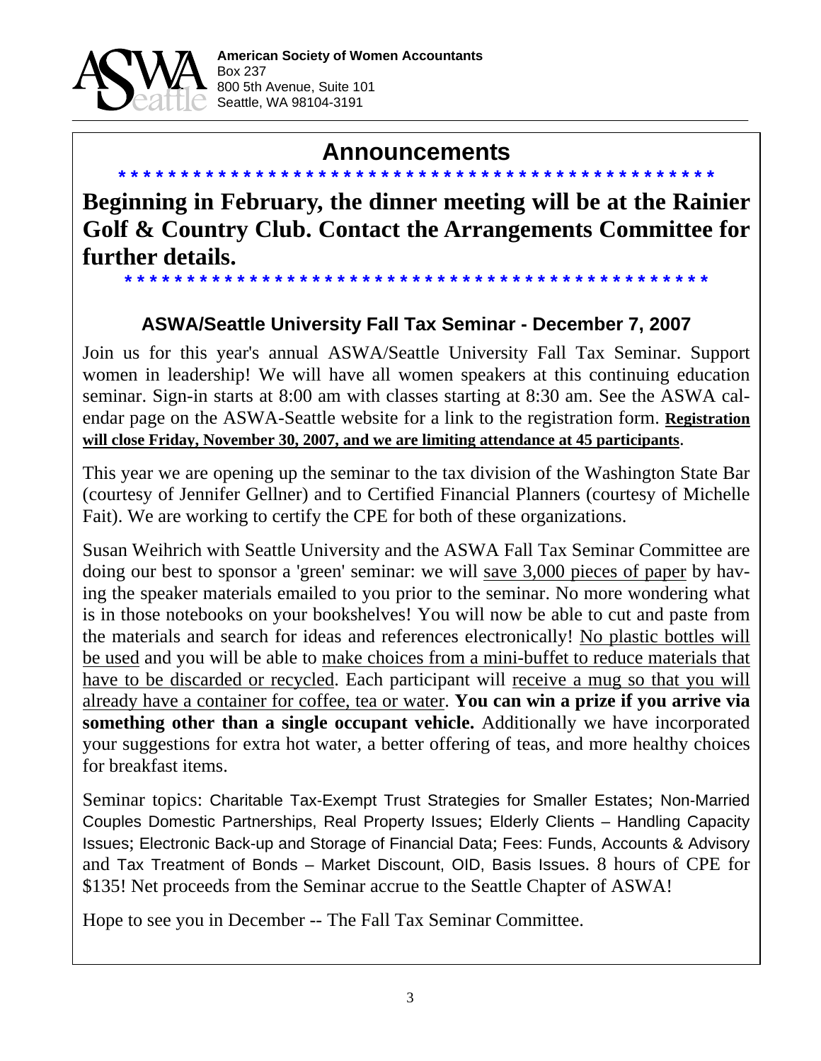**American Society of Women Accountants**
Box 237
800 5th Avenue, Suite 101
Seattle, WA 98104-3191

# Announcements

**Beginning in February, the dinner meeting will be at the Rainier Golf & Country Club. Contact the Arrangements Committee for further details.**

## ASWA/Seattle University Fall Tax Seminar - December 7, 2007

Join us for this year's annual ASWA/Seattle University Fall Tax Seminar. Support women in leadership! We will have all women speakers at this continuing education seminar. Sign-in starts at 8:00 am with classes starting at 8:30 am. See the ASWA calendar page on the ASWA-Seattle website for a link to the registration form. **Registration will close Friday, November 30, 2007, and we are limiting attendance at 45 participants**.

This year we are opening up the seminar to the tax division of the Washington State Bar (courtesy of Jennifer Gellner) and to Certified Financial Planners (courtesy of Michelle Fait). We are working to certify the CPE for both of these organizations.

Susan Weihrich with Seattle University and the ASWA Fall Tax Seminar Committee are doing our best to sponsor a 'green' seminar: we will save 3,000 pieces of paper by having the speaker materials emailed to you prior to the seminar. No more wondering what is in those notebooks on your bookshelves! You will now be able to cut and paste from the materials and search for ideas and references electronically! No plastic bottles will be used and you will be able to make choices from a mini-buffet to reduce materials that have to be discarded or recycled. Each participant will receive a mug so that you will already have a container for coffee, tea or water. **You can win a prize if you arrive via something other than a single occupant vehicle.** Additionally we have incorporated your suggestions for extra hot water, a better offering of teas, and more healthy choices for breakfast items.

Seminar topics: Charitable Tax-Exempt Trust Strategies for Smaller Estates; Non-Married Couples Domestic Partnerships, Real Property Issues; Elderly Clients – Handling Capacity Issues; Electronic Back-up and Storage of Financial Data; Fees: Funds, Accounts & Advisory and Tax Treatment of Bonds – Market Discount, OID, Basis Issues. 8 hours of CPE for $135! Net proceeds from the Seminar accrue to the Seattle Chapter of ASWA!

Hope to see you in December -- The Fall Tax Seminar Committee.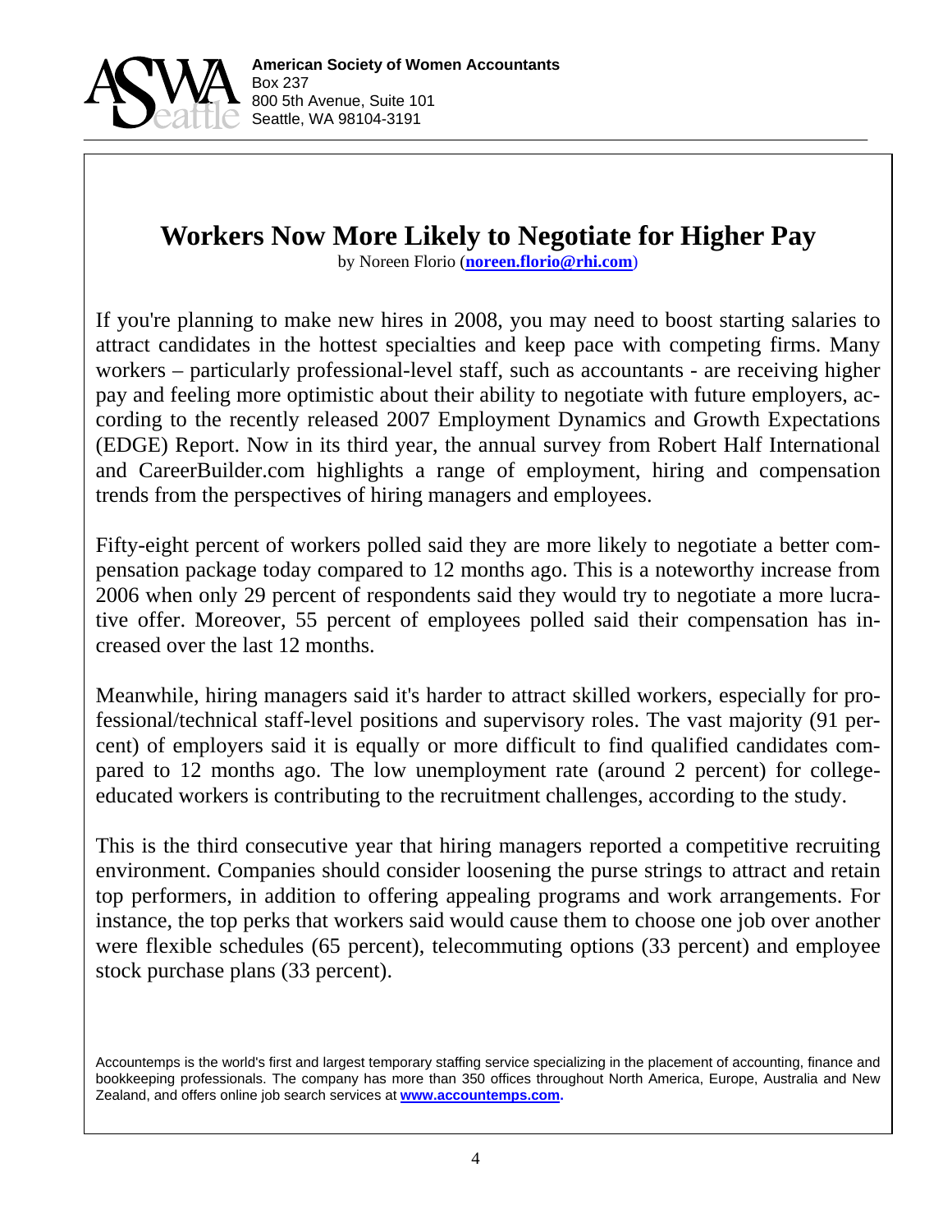**American Society of Women Accountants**
Box 237
800 5th Avenue, Suite 101
Seattle, WA 98104-3191

# Workers Now More Likely to Negotiate for Higher Pay

by Noreen Florio (**noreen.florio@rhi.com**)

If you're planning to make new hires in 2008, you may need to boost starting salaries to attract candidates in the hottest specialties and keep pace with competing firms. Many workers – particularly professional-level staff, such as accountants - are receiving higher pay and feeling more optimistic about their ability to negotiate with future employers, according to the recently released 2007 Employment Dynamics and Growth Expectations (EDGE) Report. Now in its third year, the annual survey from Robert Half International and CareerBuilder.com highlights a range of employment, hiring and compensation trends from the perspectives of hiring managers and employees.

Fifty-eight percent of workers polled said they are more likely to negotiate a better compensation package today compared to 12 months ago. This is a noteworthy increase from 2006 when only 29 percent of respondents said they would try to negotiate a more lucrative offer. Moreover, 55 percent of employees polled said their compensation has increased over the last 12 months.

Meanwhile, hiring managers said it's harder to attract skilled workers, especially for professional/technical staff-level positions and supervisory roles. The vast majority (91 percent) of employers said it is equally or more difficult to find qualified candidates compared to 12 months ago. The low unemployment rate (around 2 percent) for college-educated workers is contributing to the recruitment challenges, according to the study.

This is the third consecutive year that hiring managers reported a competitive recruiting environment. Companies should consider loosening the purse strings to attract and retain top performers, in addition to offering appealing programs and work arrangements. For instance, the top perks that workers said would cause them to choose one job over another were flexible schedules (65 percent), telecommuting options (33 percent) and employee stock purchase plans (33 percent).

Accountemps is the world's first and largest temporary staffing service specializing in the placement of accounting, finance and bookkeeping professionals. The company has more than 350 offices throughout North America, Europe, Australia and New Zealand, and offers online job search services at **www.accountemps.com.**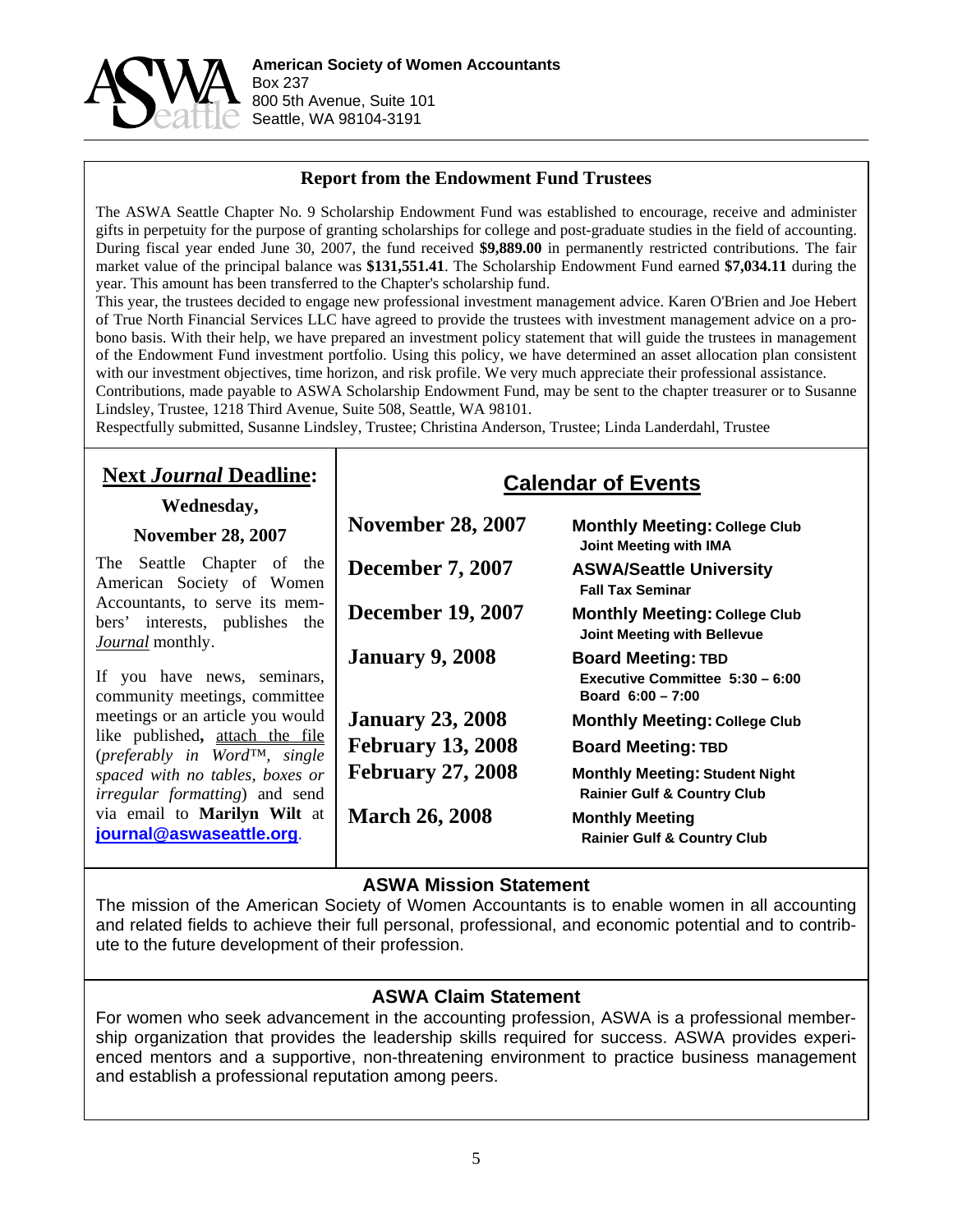**American Society of Women Accountants**
Box 237
800 5th Avenue, Suite 101
Seattle, WA 98104-3191

## Report from the Endowment Fund Trustees

The ASWA Seattle Chapter No. 9 Scholarship Endowment Fund was established to encourage, receive and administer gifts in perpetuity for the purpose of granting scholarships for college and post-graduate studies in the field of accounting. During fiscal year ended June 30, 2007, the fund received **$9,889.00** in permanently restricted contributions. The fair market value of the principal balance was **$131,551.41**. The Scholarship Endowment Fund earned **$7,034.11** during the year. This amount has been transferred to the Chapter's scholarship fund.

This year, the trustees decided to engage new professional investment management advice. Karen O'Brien and Joe Hebert of True North Financial Services LLC have agreed to provide the trustees with investment management advice on a pro-bono basis. With their help, we have prepared an investment policy statement that will guide the trustees in management of the Endowment Fund investment portfolio. Using this policy, we have determined an asset allocation plan consistent with our investment objectives, time horizon, and risk profile. We very much appreciate their professional assistance.

Contributions, made payable to ASWA Scholarship Endowment Fund, may be sent to the chapter treasurer or to Susanne Lindsley, Trustee, 1218 Third Avenue, Suite 508, Seattle, WA 98101.

Respectfully submitted, Susanne Lindsley, Trustee; Christina Anderson, Trustee; Linda Landerdahl, Trustee

## Next *Journal* Deadline:

**Wednesday,**

**November 28, 2007**

The Seattle Chapter of the American Society of Women Accountants, to serve its members' interests, publishes the *Journal* monthly.

If you have news, seminars, community meetings, committee meetings or an article you would like published**,** attach the file (*preferably in Word™, single spaced with no tables, boxes or irregular formatting*) and send via email to **Marilyn Wilt** at **journal@aswaseattle.org**.

## Calendar of Events

| | |
|---|---|
| **November 28, 2007** | **Monthly Meeting: College Club**<br>**Joint Meeting with IMA** |
| **December 7, 2007** | **ASWA/Seattle University**<br>**Fall Tax Seminar** |
| **December 19, 2007** | **Monthly Meeting: College Club**<br>**Joint Meeting with Bellevue** |
| **January 9, 2008** | **Board Meeting: TBD**<br>**Executive Committee 5:30 – 6:00**<br>**Board 6:00 – 7:00** |
| **January 23, 2008** | **Monthly Meeting: College Club** |
| **February 13, 2008** | **Board Meeting: TBD** |
| **February 27, 2008** | **Monthly Meeting: Student Night**<br>**Rainier Gulf & Country Club** |
| **March 26, 2008** | **Monthly Meeting**<br>**Rainier Gulf & Country Club** |

## ASWA Mission Statement

The mission of the American Society of Women Accountants is to enable women in all accounting and related fields to achieve their full personal, professional, and economic potential and to contribute to the future development of their profession.

## ASWA Claim Statement

For women who seek advancement in the accounting profession, ASWA is a professional membership organization that provides the leadership skills required for success. ASWA provides experienced mentors and a supportive, non-threatening environment to practice business management and establish a professional reputation among peers.